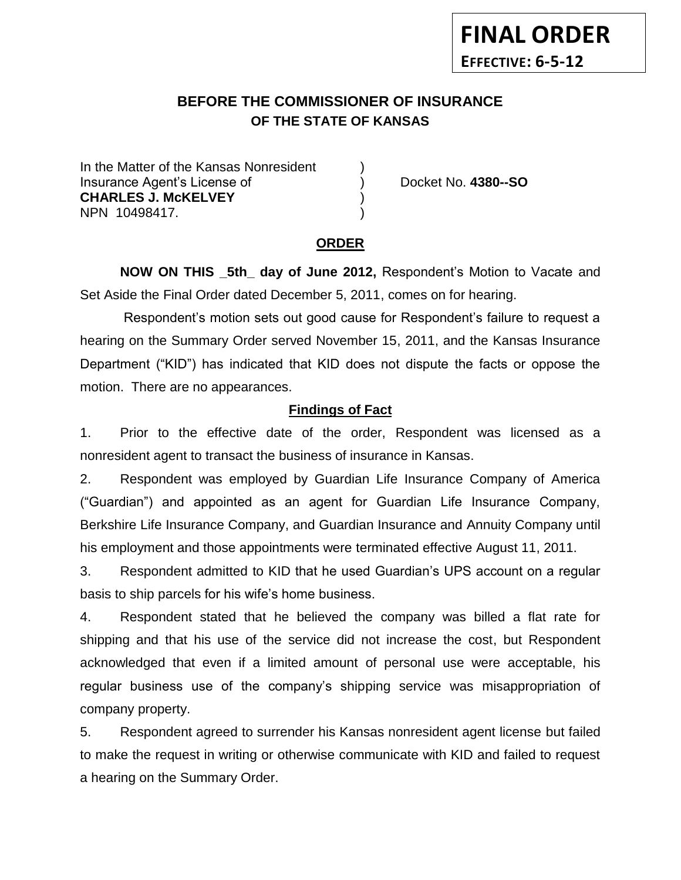**FINAL ORDER**

**EFFECTIVE: 6-5-12**

# BEFORE THE COMMISSIONER OF INSURANCE
## OF THE STATE OF KANSAS

In the Matter of the Kansas Nonresident )
Insurance Agent's License of ) Docket No. **4380--SO**
**CHARLES J. McKELVEY** )
NPN 10498417. )

## ORDER

**NOW ON THIS _5th_ day of June 2012,** Respondent's Motion to Vacate and Set Aside the Final Order dated December 5, 2011, comes on for hearing.

Respondent's motion sets out good cause for Respondent's failure to request a hearing on the Summary Order served November 15, 2011, and the Kansas Insurance Department ("KID") has indicated that KID does not dispute the facts or oppose the motion. There are no appearances.

### Findings of Fact

1. Prior to the effective date of the order, Respondent was licensed as a nonresident agent to transact the business of insurance in Kansas.

2. Respondent was employed by Guardian Life Insurance Company of America ("Guardian") and appointed as an agent for Guardian Life Insurance Company, Berkshire Life Insurance Company, and Guardian Insurance and Annuity Company until his employment and those appointments were terminated effective August 11, 2011.

3. Respondent admitted to KID that he used Guardian's UPS account on a regular basis to ship parcels for his wife's home business.

4. Respondent stated that he believed the company was billed a flat rate for shipping and that his use of the service did not increase the cost, but Respondent acknowledged that even if a limited amount of personal use were acceptable, his regular business use of the company's shipping service was misappropriation of company property.

5. Respondent agreed to surrender his Kansas nonresident agent license but failed to make the request in writing or otherwise communicate with KID and failed to request a hearing on the Summary Order.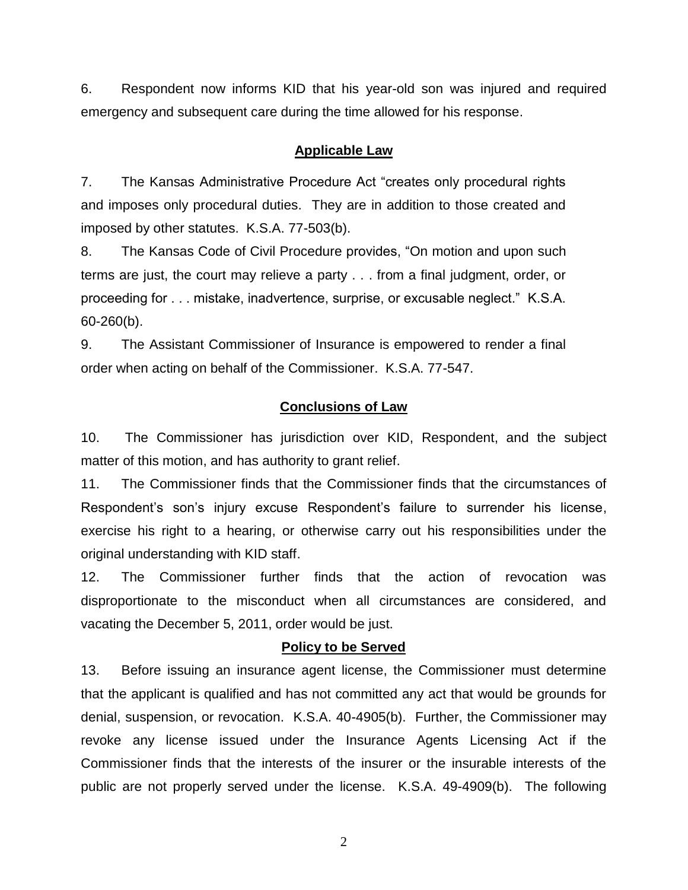6. Respondent now informs KID that his year-old son was injured and required emergency and subsequent care during the time allowed for his response.

## Applicable Law

7. The Kansas Administrative Procedure Act "creates only procedural rights and imposes only procedural duties. They are in addition to those created and imposed by other statutes. K.S.A. 77-503(b).

8. The Kansas Code of Civil Procedure provides, "On motion and upon such terms are just, the court may relieve a party . . . from a final judgment, order, or proceeding for . . . mistake, inadvertence, surprise, or excusable neglect." K.S.A. 60-260(b).

9. The Assistant Commissioner of Insurance is empowered to render a final order when acting on behalf of the Commissioner. K.S.A. 77-547.

## Conclusions of Law

10. The Commissioner has jurisdiction over KID, Respondent, and the subject matter of this motion, and has authority to grant relief.

11. The Commissioner finds that the Commissioner finds that the circumstances of Respondent's son's injury excuse Respondent's failure to surrender his license, exercise his right to a hearing, or otherwise carry out his responsibilities under the original understanding with KID staff.

12. The Commissioner further finds that the action of revocation was disproportionate to the misconduct when all circumstances are considered, and vacating the December 5, 2011, order would be just.

## Policy to be Served

13. Before issuing an insurance agent license, the Commissioner must determine that the applicant is qualified and has not committed any act that would be grounds for denial, suspension, or revocation. K.S.A. 40-4905(b). Further, the Commissioner may revoke any license issued under the Insurance Agents Licensing Act if the Commissioner finds that the interests of the insurer or the insurable interests of the public are not properly served under the license. K.S.A. 49-4909(b). The following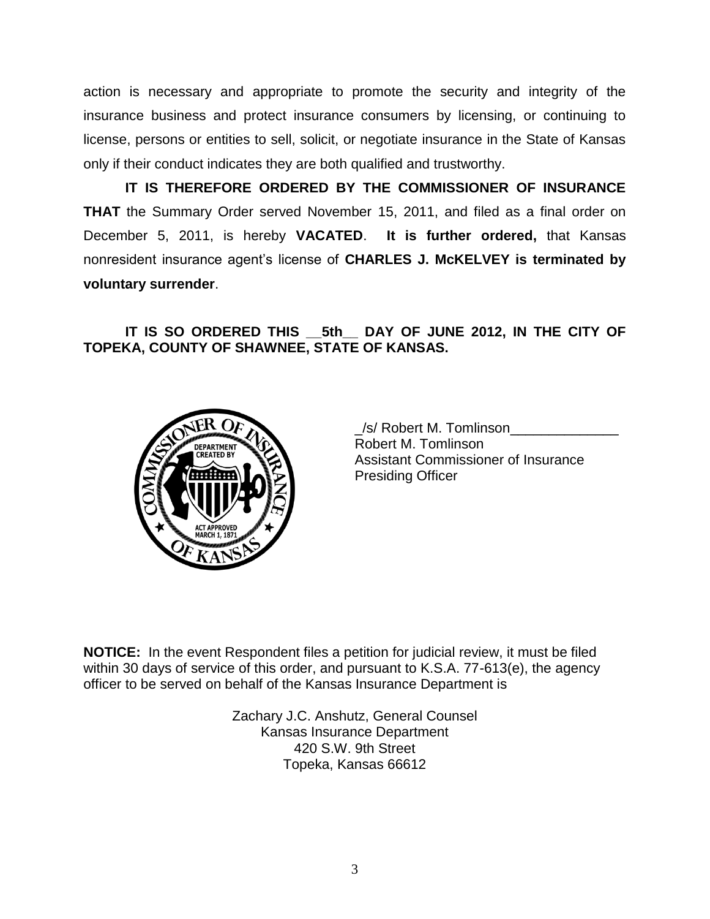action is necessary and appropriate to promote the security and integrity of the insurance business and protect insurance consumers by licensing, or continuing to license, persons or entities to sell, solicit, or negotiate insurance in the State of Kansas only if their conduct indicates they are both qualified and trustworthy.

**IT IS THEREFORE ORDERED BY THE COMMISSIONER OF INSURANCE THAT** the Summary Order served November 15, 2011, and filed as a final order on December 5, 2011, is hereby **VACATED**. **It is further ordered,** that Kansas nonresident insurance agent's license of **CHARLES J. McKELVEY is terminated by voluntary surrender**.

**IT IS SO ORDERED THIS __5th__ DAY OF JUNE 2012, IN THE CITY OF TOPEKA, COUNTY OF SHAWNEE, STATE OF KANSAS.**

_/s/ Robert M. Tomlinson______________
Robert M. Tomlinson
Assistant Commissioner of Insurance
Presiding Officer

**NOTICE:** In the event Respondent files a petition for judicial review, it must be filed within 30 days of service of this order, and pursuant to K.S.A. 77-613(e), the agency officer to be served on behalf of the Kansas Insurance Department is

Zachary J.C. Anshutz, General Counsel
Kansas Insurance Department
420 S.W. 9th Street
Topeka, Kansas 66612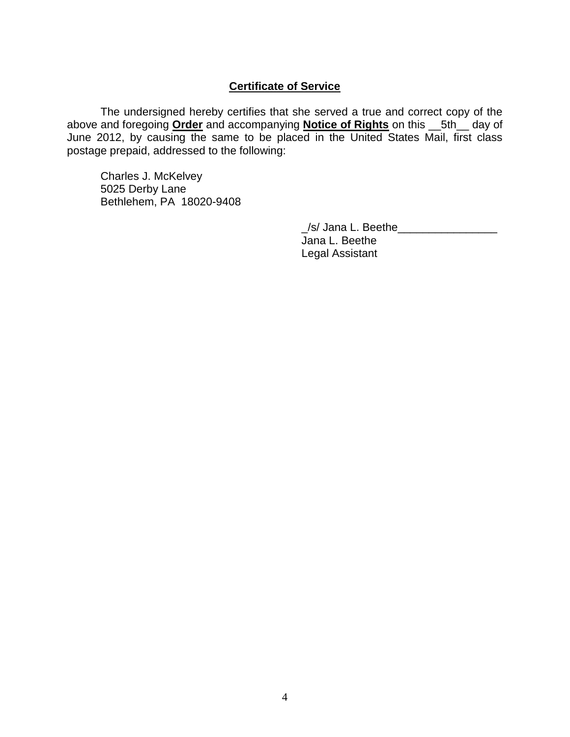**<u>Certificate of Service</u>**

The undersigned hereby certifies that she served a true and correct copy of the above and foregoing **<u>Order</u>** and accompanying **<u>Notice of Rights</u>** on this __5th__ day of June 2012, by causing the same to be placed in the United States Mail, first class postage prepaid, addressed to the following:

Charles J. McKelvey
5025 Derby Lane
Bethlehem, PA 18020-9408

_/s/ Jana L. Beethe________________
Jana L. Beethe
Legal Assistant